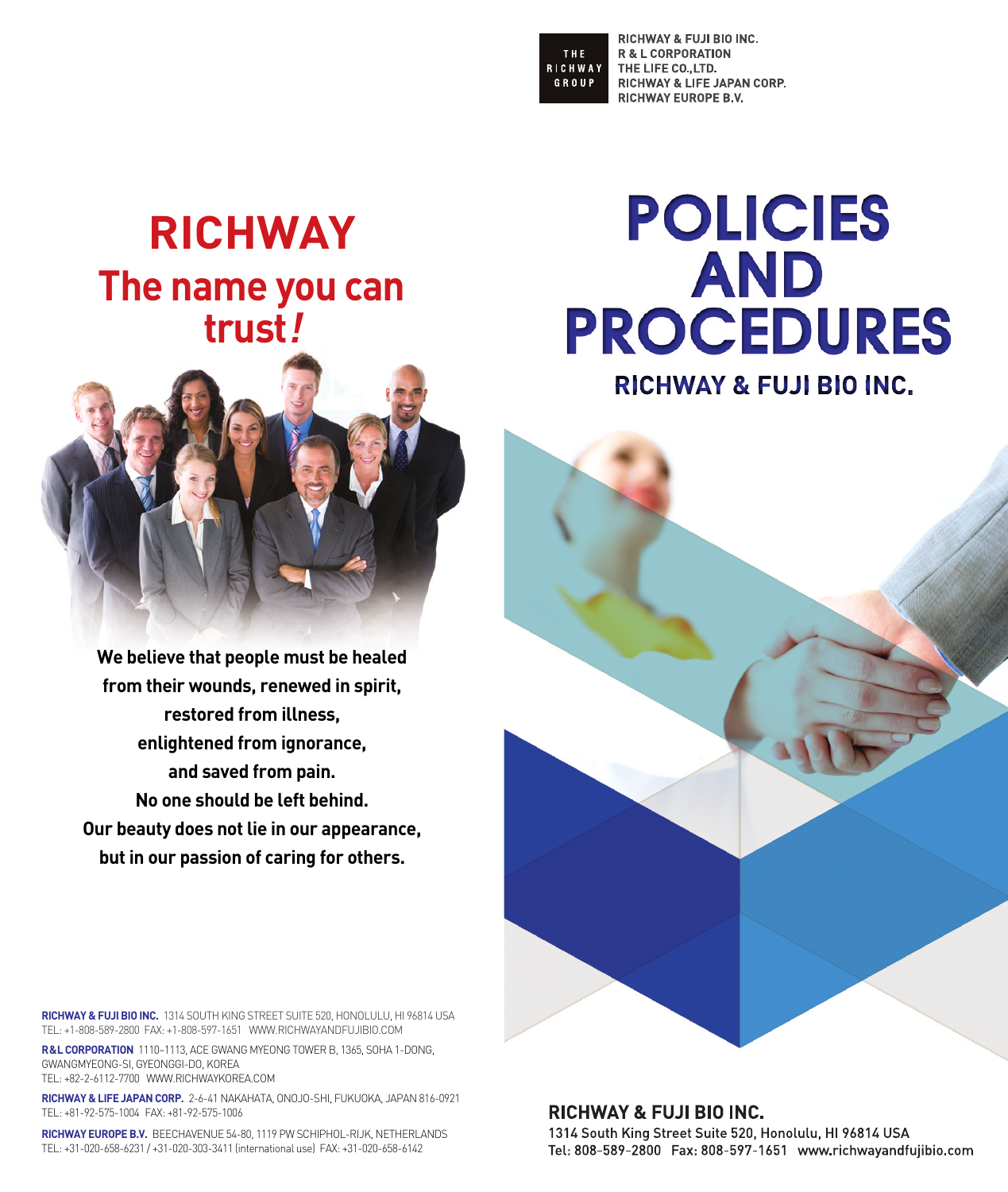THE RICHWAY GROUP

RICHWAY & FUJI BIO INC.
R & L CORPORATION
THE LIFE CO.,LTD.
RICHWAY & LIFE JAPAN CORP.
RICHWAY EUROPE B.V.

# RICHWAY
## The name you can trust!

**We believe that people must be healed from their wounds, renewed in spirit, restored from illness, enlightened from ignorance, and saved from pain. No one should be left behind. Our beauty does not lie in our appearance, but in our passion of caring for others.**

**RICHWAY & FUJI BIO INC.** 1314 SOUTH KING STREET SUITE 520, HONOLULU, HI 96814 USA
TEL: +1-808-589-2800 FAX: +1-808-597-1651 WWW.RICHWAYANDFUJIBIO.COM

**R&L CORPORATION** 1110~1113, ACE GWANG MYEONG TOWER B, 1365, SOHA 1-DONG, GWANGMYEONG-SI, GYEONGGI-DO, KOREA
TEL: +82-2-6112-7700 WWW.RICHWAYKOREA.COM

**RICHWAY & LIFE JAPAN CORP.** 2-6-41 NAKAHATA, ONOJO-SHI, FUKUOKA, JAPAN 816-0921
TEL: +81-92-575-1004 FAX: +81-92-575-1006

**RICHWAY EUROPE B.V.** BEECHAVENUE 54-80, 1119 PW SCHIPHOL-RIJK, NETHERLANDS
TEL: +31-020-658-6231 / +31-020-303-3411 (international use) FAX: +31-020-658-6142

# POLICIES AND PROCEDURES

## RICHWAY & FUJI BIO INC.

**RICHWAY & FUJI BIO INC.**
1314 South King Street Suite 520, Honolulu, HI 96814 USA
Tel: 808-589-2800 Fax: 808-597-1651 www.richwayandfujibio.com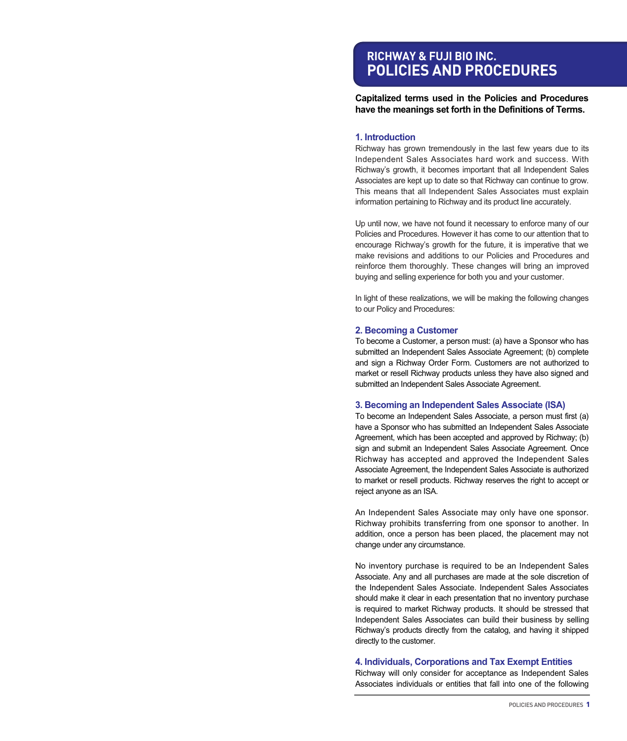# RICHWAY & FUJI BIO INC.
# POLICIES AND PROCEDURES

**Capitalized terms used in the Policies and Procedures have the meanings set forth in the Definitions of Terms.**

## 1. Introduction

Richway has grown tremendously in the last few years due to its Independent Sales Associates hard work and success. With Richway's growth, it becomes important that all Independent Sales Associates are kept up to date so that Richway can continue to grow. This means that all Independent Sales Associates must explain information pertaining to Richway and its product line accurately.

Up until now, we have not found it necessary to enforce many of our Policies and Procedures. However it has come to our attention that to encourage Richway's growth for the future, it is imperative that we make revisions and additions to our Policies and Procedures and reinforce them thoroughly. These changes will bring an improved buying and selling experience for both you and your customer.

In light of these realizations, we will be making the following changes to our Policy and Procedures:

## 2. Becoming a Customer

To become a Customer, a person must: (a) have a Sponsor who has submitted an Independent Sales Associate Agreement; (b) complete and sign a Richway Order Form. Customers are not authorized to market or resell Richway products unless they have also signed and submitted an Independent Sales Associate Agreement.

## 3. Becoming an Independent Sales Associate (ISA)

To become an Independent Sales Associate, a person must first (a) have a Sponsor who has submitted an Independent Sales Associate Agreement, which has been accepted and approved by Richway; (b) sign and submit an Independent Sales Associate Agreement. Once Richway has accepted and approved the Independent Sales Associate Agreement, the Independent Sales Associate is authorized to market or resell products. Richway reserves the right to accept or reject anyone as an ISA.

An Independent Sales Associate may only have one sponsor. Richway prohibits transferring from one sponsor to another. In addition, once a person has been placed, the placement may not change under any circumstance.

No inventory purchase is required to be an Independent Sales Associate. Any and all purchases are made at the sole discretion of the Independent Sales Associate. Independent Sales Associates should make it clear in each presentation that no inventory purchase is required to market Richway products. It should be stressed that Independent Sales Associates can build their business by selling Richway's products directly from the catalog, and having it shipped directly to the customer.

## 4. Individuals, Corporations and Tax Exempt Entities

Richway will only consider for acceptance as Independent Sales Associates individuals or entities that fall into one of the following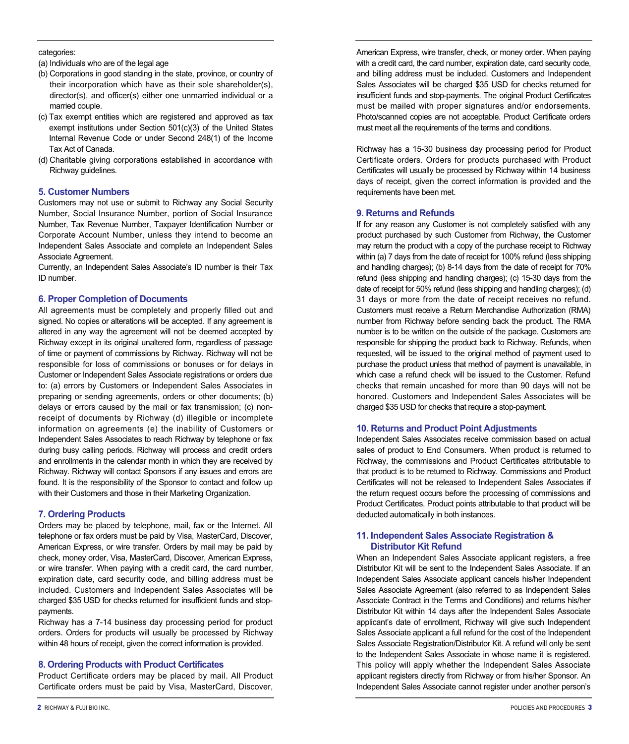categories:

(a) Individuals who are of the legal age

(b) Corporations in good standing in the state, province, or country of their incorporation which have as their sole shareholder(s), director(s), and officer(s) either one unmarried individual or a married couple.

(c) Tax exempt entities which are registered and approved as tax exempt institutions under Section 501(c)(3) of the United States Internal Revenue Code or under Second 248(1) of the Income Tax Act of Canada.

(d) Charitable giving corporations established in accordance with Richway guidelines.

## 5. Customer Numbers

Customers may not use or submit to Richway any Social Security Number, Social Insurance Number, portion of Social Insurance Number, Tax Revenue Number, Taxpayer Identification Number or Corporate Account Number, unless they intend to become an Independent Sales Associate and complete an Independent Sales Associate Agreement.

Currently, an Independent Sales Associate's ID number is their Tax ID number.

## 6. Proper Completion of Documents

All agreements must be completely and properly filled out and signed. No copies or alterations will be accepted. If any agreement is altered in any way the agreement will not be deemed accepted by Richway except in its original unaltered form, regardless of passage of time or payment of commissions by Richway. Richway will not be responsible for loss of commissions or bonuses or for delays in Customer or Independent Sales Associate registrations or orders due to: (a) errors by Customers or Independent Sales Associates in preparing or sending agreements, orders or other documents; (b) delays or errors caused by the mail or fax transmission; (c) non-receipt of documents by Richway (d) illegible or incomplete information on agreements (e) the inability of Customers or Independent Sales Associates to reach Richway by telephone or fax during busy calling periods. Richway will process and credit orders and enrollments in the calendar month in which they are received by Richway. Richway will contact Sponsors if any issues and errors are found. It is the responsibility of the Sponsor to contact and follow up with their Customers and those in their Marketing Organization.

## 7. Ordering Products

Orders may be placed by telephone, mail, fax or the Internet. All telephone or fax orders must be paid by Visa, MasterCard, Discover, American Express, or wire transfer. Orders by mail may be paid by check, money order, Visa, MasterCard, Discover, American Express, or wire transfer. When paying with a credit card, the card number, expiration date, card security code, and billing address must be included. Customers and Independent Sales Associates will be charged $35 USD for checks returned for insufficient funds and stop-payments.

Richway has a 7-14 business day processing period for product orders. Orders for products will usually be processed by Richway within 48 hours of receipt, given the correct information is provided.

## 8. Ordering Products with Product Certificates

Product Certificate orders may be placed by mail. All Product Certificate orders must be paid by Visa, MasterCard, Discover, American Express, wire transfer, check, or money order. When paying with a credit card, the card number, expiration date, card security code, and billing address must be included. Customers and Independent Sales Associates will be charged $35 USD for checks returned for insufficient funds and stop-payments. The original Product Certificates must be mailed with proper signatures and/or endorsements. Photo/scanned copies are not acceptable. Product Certificate orders must meet all the requirements of the terms and conditions.

Richway has a 15-30 business day processing period for Product Certificate orders. Orders for products purchased with Product Certificates will usually be processed by Richway within 14 business days of receipt, given the correct information is provided and the requirements have been met.

## 9. Returns and Refunds

If for any reason any Customer is not completely satisfied with any product purchased by such Customer from Richway, the Customer may return the product with a copy of the purchase receipt to Richway within (a) 7 days from the date of receipt for 100% refund (less shipping and handling charges); (b) 8-14 days from the date of receipt for 70% refund (less shipping and handling charges); (c) 15-30 days from the date of receipt for 50% refund (less shipping and handling charges); (d) 31 days or more from the date of receipt receives no refund. Customers must receive a Return Merchandise Authorization (RMA) number from Richway before sending back the product. The RMA number is to be written on the outside of the package. Customers are responsible for shipping the product back to Richway. Refunds, when requested, will be issued to the original method of payment used to purchase the product unless that method of payment is unavailable, in which case a refund check will be issued to the Customer. Refund checks that remain uncashed for more than 90 days will not be honored. Customers and Independent Sales Associates will be charged $35 USD for checks that require a stop-payment.

## 10. Returns and Product Point Adjustments

Independent Sales Associates receive commission based on actual sales of product to End Consumers. When product is returned to Richway, the commissions and Product Certificates attributable to that product is to be returned to Richway. Commissions and Product Certificates will not be released to Independent Sales Associates if the return request occurs before the processing of commissions and Product Certificates. Product points attributable to that product will be deducted automatically in both instances.

## 11. Independent Sales Associate Registration & Distributor Kit Refund

When an Independent Sales Associate applicant registers, a free Distributor Kit will be sent to the Independent Sales Associate. If an Independent Sales Associate applicant cancels his/her Independent Sales Associate Agreement (also referred to as Independent Sales Associate Contract in the Terms and Conditions) and returns his/her Distributor Kit within 14 days after the Independent Sales Associate applicant's date of enrollment, Richway will give such Independent Sales Associate applicant a full refund for the cost of the Independent Sales Associate Registration/Distributor Kit. A refund will only be sent to the Independent Sales Associate in whose name it is registered. This policy will apply whether the Independent Sales Associate applicant registers directly from Richway or from his/her Sponsor. An Independent Sales Associate cannot register under another person's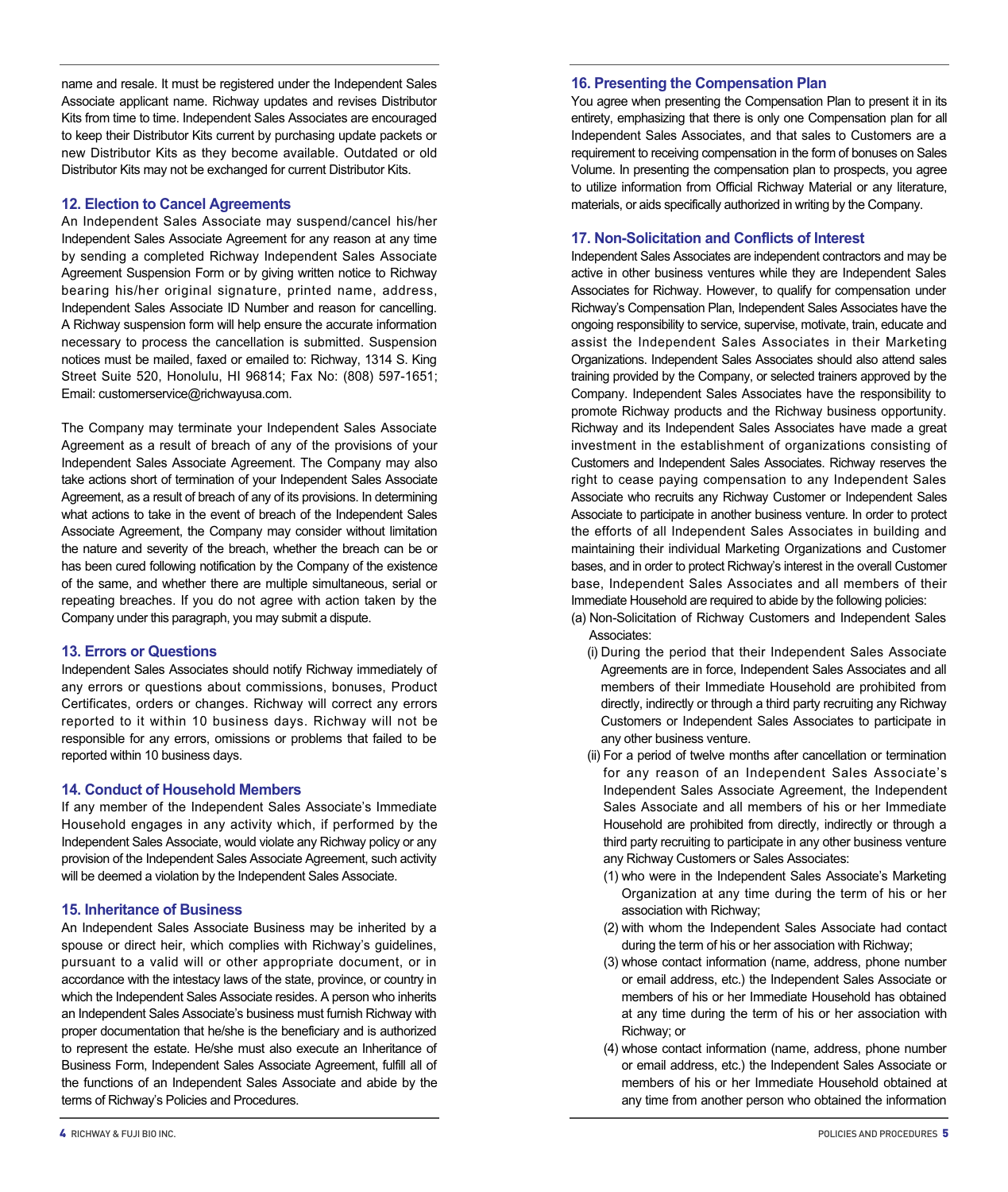name and resale. It must be registered under the Independent Sales Associate applicant name. Richway updates and revises Distributor Kits from time to time. Independent Sales Associates are encouraged to keep their Distributor Kits current by purchasing update packets or new Distributor Kits as they become available. Outdated or old Distributor Kits may not be exchanged for current Distributor Kits.

### 12. Election to Cancel Agreements

An Independent Sales Associate may suspend/cancel his/her Independent Sales Associate Agreement for any reason at any time by sending a completed Richway Independent Sales Associate Agreement Suspension Form or by giving written notice to Richway bearing his/her original signature, printed name, address, Independent Sales Associate ID Number and reason for cancelling. A Richway suspension form will help ensure the accurate information necessary to process the cancellation is submitted. Suspension notices must be mailed, faxed or emailed to: Richway, 1314 S. King Street Suite 520, Honolulu, HI 96814; Fax No: (808) 597-1651; Email: customerservice@richwayusa.com.

The Company may terminate your Independent Sales Associate Agreement as a result of breach of any of the provisions of your Independent Sales Associate Agreement. The Company may also take actions short of termination of your Independent Sales Associate Agreement, as a result of breach of any of its provisions. In determining what actions to take in the event of breach of the Independent Sales Associate Agreement, the Company may consider without limitation the nature and severity of the breach, whether the breach can be or has been cured following notification by the Company of the existence of the same, and whether there are multiple simultaneous, serial or repeating breaches. If you do not agree with action taken by the Company under this paragraph, you may submit a dispute.

### 13. Errors or Questions

Independent Sales Associates should notify Richway immediately of any errors or questions about commissions, bonuses, Product Certificates, orders or changes. Richway will correct any errors reported to it within 10 business days. Richway will not be responsible for any errors, omissions or problems that failed to be reported within 10 business days.

### 14. Conduct of Household Members

If any member of the Independent Sales Associate's Immediate Household engages in any activity which, if performed by the Independent Sales Associate, would violate any Richway policy or any provision of the Independent Sales Associate Agreement, such activity will be deemed a violation by the Independent Sales Associate.

### 15. Inheritance of Business

An Independent Sales Associate Business may be inherited by a spouse or direct heir, which complies with Richway's guidelines, pursuant to a valid will or other appropriate document, or in accordance with the intestacy laws of the state, province, or country in which the Independent Sales Associate resides. A person who inherits an Independent Sales Associate's business must furnish Richway with proper documentation that he/she is the beneficiary and is authorized to represent the estate. He/she must also execute an Inheritance of Business Form, Independent Sales Associate Agreement, fulfill all of the functions of an Independent Sales Associate and abide by the terms of Richway's Policies and Procedures.

### 16. Presenting the Compensation Plan

You agree when presenting the Compensation Plan to present it in its entirety, emphasizing that there is only one Compensation plan for all Independent Sales Associates, and that sales to Customers are a requirement to receiving compensation in the form of bonuses on Sales Volume. In presenting the compensation plan to prospects, you agree to utilize information from Official Richway Material or any literature, materials, or aids specifically authorized in writing by the Company.

### 17. Non-Solicitation and Conflicts of Interest

Independent Sales Associates are independent contractors and may be active in other business ventures while they are Independent Sales Associates for Richway. However, to qualify for compensation under Richway's Compensation Plan, Independent Sales Associates have the ongoing responsibility to service, supervise, motivate, train, educate and assist the Independent Sales Associates in their Marketing Organizations. Independent Sales Associates should also attend sales training provided by the Company, or selected trainers approved by the Company. Independent Sales Associates have the responsibility to promote Richway products and the Richway business opportunity. Richway and its Independent Sales Associates have made a great investment in the establishment of organizations consisting of Customers and Independent Sales Associates. Richway reserves the right to cease paying compensation to any Independent Sales Associate who recruits any Richway Customer or Independent Sales Associate to participate in another business venture. In order to protect the efforts of all Independent Sales Associates in building and maintaining their individual Marketing Organizations and Customer bases, and in order to protect Richway's interest in the overall Customer base, Independent Sales Associates and all members of their Immediate Household are required to abide by the following policies:

(a) Non-Solicitation of Richway Customers and Independent Sales Associates:

- (i) During the period that their Independent Sales Associate Agreements are in force, Independent Sales Associates and all members of their Immediate Household are prohibited from directly, indirectly or through a third party recruiting any Richway Customers or Independent Sales Associates to participate in any other business venture.
- (ii) For a period of twelve months after cancellation or termination for any reason of an Independent Sales Associate's Independent Sales Associate Agreement, the Independent Sales Associate and all members of his or her Immediate Household are prohibited from directly, indirectly or through a third party recruiting to participate in any other business venture any Richway Customers or Sales Associates:
  - (1) who were in the Independent Sales Associate's Marketing Organization at any time during the term of his or her association with Richway;
  - (2) with whom the Independent Sales Associate had contact during the term of his or her association with Richway;
  - (3) whose contact information (name, address, phone number or email address, etc.) the Independent Sales Associate or members of his or her Immediate Household has obtained at any time during the term of his or her association with Richway; or
  - (4) whose contact information (name, address, phone number or email address, etc.) the Independent Sales Associate or members of his or her Immediate Household obtained at any time from another person who obtained the information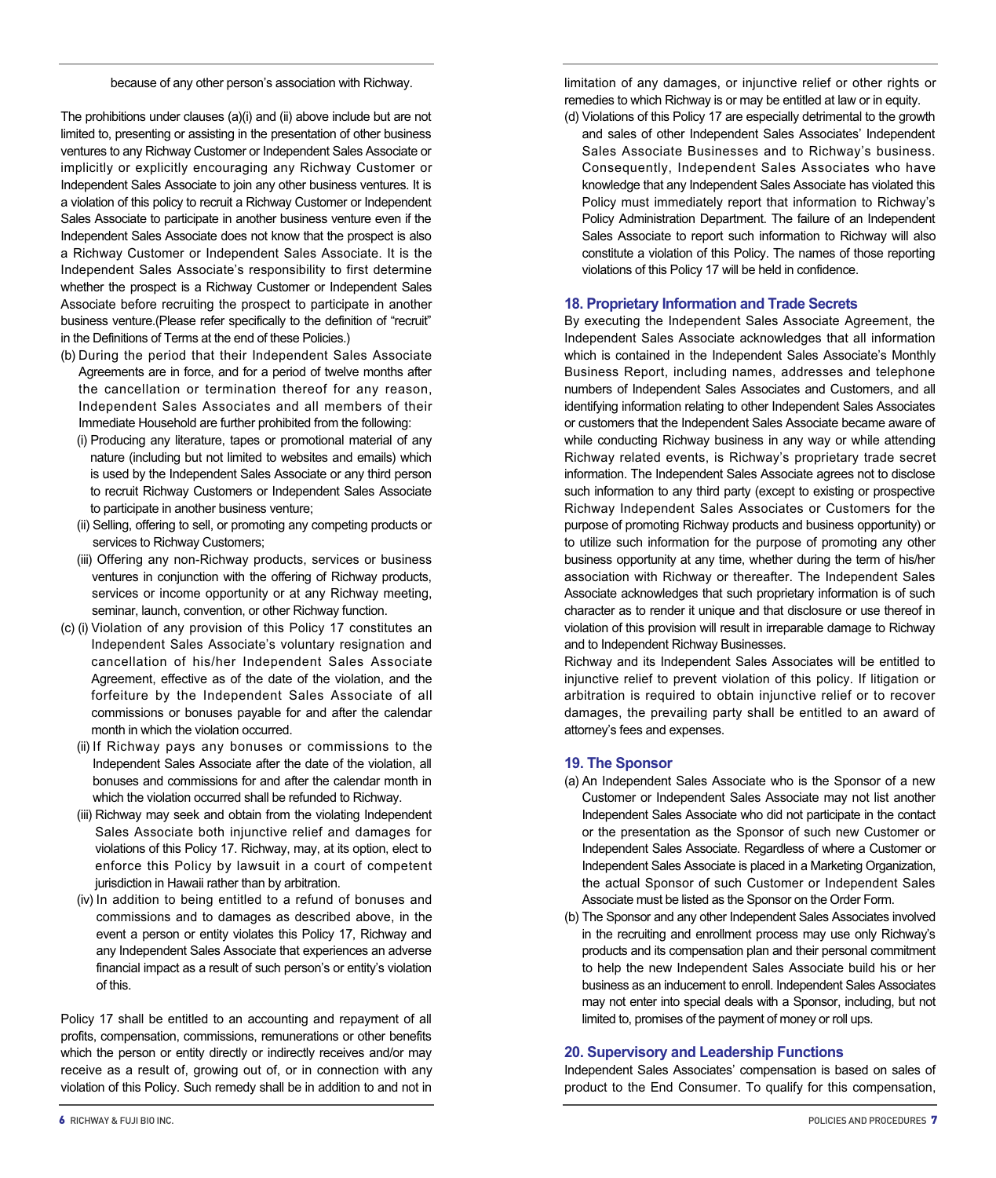because of any other person's association with Richway.

The prohibitions under clauses (a)(i) and (ii) above include but are not limited to, presenting or assisting in the presentation of other business ventures to any Richway Customer or Independent Sales Associate or implicitly or explicitly encouraging any Richway Customer or Independent Sales Associate to join any other business ventures. It is a violation of this policy to recruit a Richway Customer or Independent Sales Associate to participate in another business venture even if the Independent Sales Associate does not know that the prospect is also a Richway Customer or Independent Sales Associate. It is the Independent Sales Associate's responsibility to first determine whether the prospect is a Richway Customer or Independent Sales Associate before recruiting the prospect to participate in another business venture.(Please refer specifically to the definition of "recruit" in the Definitions of Terms at the end of these Policies.)

(b) During the period that their Independent Sales Associate Agreements are in force, and for a period of twelve months after the cancellation or termination thereof for any reason, Independent Sales Associates and all members of their Immediate Household are further prohibited from the following:
   (i) Producing any literature, tapes or promotional material of any nature (including but not limited to websites and emails) which is used by the Independent Sales Associate or any third person to recruit Richway Customers or Independent Sales Associate to participate in another business venture;
   (ii) Selling, offering to sell, or promoting any competing products or services to Richway Customers;
   (iii) Offering any non-Richway products, services or business ventures in conjunction with the offering of Richway products, services or income opportunity or at any Richway meeting, seminar, launch, convention, or other Richway function.

(c) (i) Violation of any provision of this Policy 17 constitutes an Independent Sales Associate's voluntary resignation and cancellation of his/her Independent Sales Associate Agreement, effective as of the date of the violation, and the forfeiture by the Independent Sales Associate of all commissions or bonuses payable for and after the calendar month in which the violation occurred.
   (ii) If Richway pays any bonuses or commissions to the Independent Sales Associate after the date of the violation, all bonuses and commissions for and after the calendar month in which the violation occurred shall be refunded to Richway.
   (iii) Richway may seek and obtain from the violating Independent Sales Associate both injunctive relief and damages for violations of this Policy 17. Richway, may, at its option, elect to enforce this Policy by lawsuit in a court of competent jurisdiction in Hawaii rather than by arbitration.
   (iv) In addition to being entitled to a refund of bonuses and commissions and to damages as described above, in the event a person or entity violates this Policy 17, Richway and any Independent Sales Associate that experiences an adverse financial impact as a result of such person's or entity's violation of this.

Policy 17 shall be entitled to an accounting and repayment of all profits, compensation, commissions, remunerations or other benefits which the person or entity directly or indirectly receives and/or may receive as a result of, growing out of, or in connection with any violation of this Policy. Such remedy shall be in addition to and not in limitation of any damages, or injunctive relief or other rights or remedies to which Richway is or may be entitled at law or in equity.

(d) Violations of this Policy 17 are especially detrimental to the growth and sales of other Independent Sales Associates' Independent Sales Associate Businesses and to Richway's business. Consequently, Independent Sales Associates who have knowledge that any Independent Sales Associate has violated this Policy must immediately report that information to Richway's Policy Administration Department. The failure of an Independent Sales Associate to report such information to Richway will also constitute a violation of this Policy. The names of those reporting violations of this Policy 17 will be held in confidence.

## 18. Proprietary Information and Trade Secrets

By executing the Independent Sales Associate Agreement, the Independent Sales Associate acknowledges that all information which is contained in the Independent Sales Associate's Monthly Business Report, including names, addresses and telephone numbers of Independent Sales Associates and Customers, and all identifying information relating to other Independent Sales Associates or customers that the Independent Sales Associate became aware of while conducting Richway business in any way or while attending Richway related events, is Richway's proprietary trade secret information. The Independent Sales Associate agrees not to disclose such information to any third party (except to existing or prospective Richway Independent Sales Associates or Customers for the purpose of promoting Richway products and business opportunity) or to utilize such information for the purpose of promoting any other business opportunity at any time, whether during the term of his/her association with Richway or thereafter. The Independent Sales Associate acknowledges that such proprietary information is of such character as to render it unique and that disclosure or use thereof in violation of this provision will result in irreparable damage to Richway and to Independent Richway Businesses.

Richway and its Independent Sales Associates will be entitled to injunctive relief to prevent violation of this policy. If litigation or arbitration is required to obtain injunctive relief or to recover damages, the prevailing party shall be entitled to an award of attorney's fees and expenses.

## 19. The Sponsor

(a) An Independent Sales Associate who is the Sponsor of a new Customer or Independent Sales Associate may not list another Independent Sales Associate who did not participate in the contact or the presentation as the Sponsor of such new Customer or Independent Sales Associate. Regardless of where a Customer or Independent Sales Associate is placed in a Marketing Organization, the actual Sponsor of such Customer or Independent Sales Associate must be listed as the Sponsor on the Order Form.

(b) The Sponsor and any other Independent Sales Associates involved in the recruiting and enrollment process may use only Richway's products and its compensation plan and their personal commitment to help the new Independent Sales Associate build his or her business as an inducement to enroll. Independent Sales Associates may not enter into special deals with a Sponsor, including, but not limited to, promises of the payment of money or roll ups.

## 20. Supervisory and Leadership Functions

Independent Sales Associates' compensation is based on sales of product to the End Consumer. To qualify for this compensation,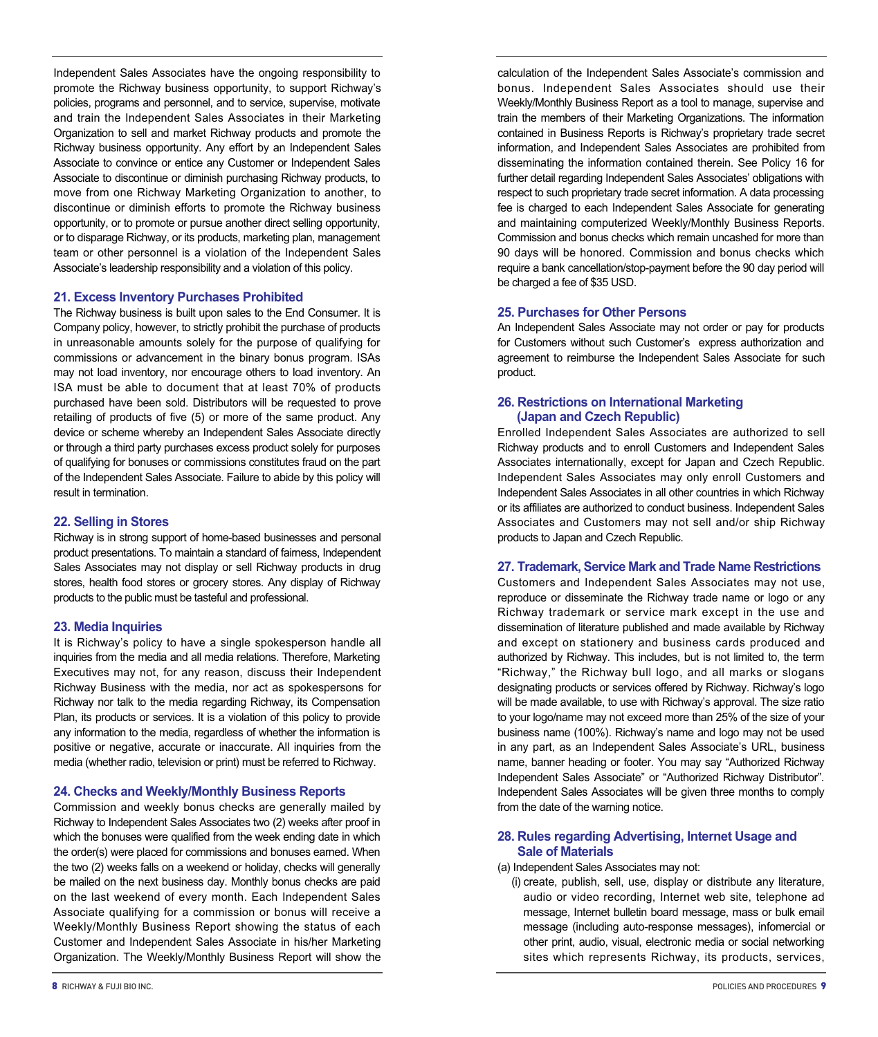Independent Sales Associates have the ongoing responsibility to promote the Richway business opportunity, to support Richway's policies, programs and personnel, and to service, supervise, motivate and train the Independent Sales Associates in their Marketing Organization to sell and market Richway products and promote the Richway business opportunity. Any effort by an Independent Sales Associate to convince or entice any Customer or Independent Sales Associate to discontinue or diminish purchasing Richway products, to move from one Richway Marketing Organization to another, to discontinue or diminish efforts to promote the Richway business opportunity, or to promote or pursue another direct selling opportunity, or to disparage Richway, or its products, marketing plan, management team or other personnel is a violation of the Independent Sales Associate's leadership responsibility and a violation of this policy.

### 21. Excess Inventory Purchases Prohibited

The Richway business is built upon sales to the End Consumer. It is Company policy, however, to strictly prohibit the purchase of products in unreasonable amounts solely for the purpose of qualifying for commissions or advancement in the binary bonus program. ISAs may not load inventory, nor encourage others to load inventory. An ISA must be able to document that at least 70% of products purchased have been sold. Distributors will be requested to prove retailing of products of five (5) or more of the same product. Any device or scheme whereby an Independent Sales Associate directly or through a third party purchases excess product solely for purposes of qualifying for bonuses or commissions constitutes fraud on the part of the Independent Sales Associate. Failure to abide by this policy will result in termination.

### 22. Selling in Stores

Richway is in strong support of home-based businesses and personal product presentations. To maintain a standard of fairness, Independent Sales Associates may not display or sell Richway products in drug stores, health food stores or grocery stores. Any display of Richway products to the public must be tasteful and professional.

### 23. Media Inquiries

It is Richway's policy to have a single spokesperson handle all inquiries from the media and all media relations. Therefore, Marketing Executives may not, for any reason, discuss their Independent Richway Business with the media, nor act as spokespersons for Richway nor talk to the media regarding Richway, its Compensation Plan, its products or services. It is a violation of this policy to provide any information to the media, regardless of whether the information is positive or negative, accurate or inaccurate. All inquiries from the media (whether radio, television or print) must be referred to Richway.

### 24. Checks and Weekly/Monthly Business Reports

Commission and weekly bonus checks are generally mailed by Richway to Independent Sales Associates two (2) weeks after proof in which the bonuses were qualified from the week ending date in which the order(s) were placed for commissions and bonuses earned. When the two (2) weeks falls on a weekend or holiday, checks will generally be mailed on the next business day. Monthly bonus checks are paid on the last weekend of every month. Each Independent Sales Associate qualifying for a commission or bonus will receive a Weekly/Monthly Business Report showing the status of each Customer and Independent Sales Associate in his/her Marketing Organization. The Weekly/Monthly Business Report will show the calculation of the Independent Sales Associate's commission and bonus. Independent Sales Associates should use their Weekly/Monthly Business Report as a tool to manage, supervise and train the members of their Marketing Organizations. The information contained in Business Reports is Richway's proprietary trade secret information, and Independent Sales Associates are prohibited from disseminating the information contained therein. See Policy 16 for further detail regarding Independent Sales Associates' obligations with respect to such proprietary trade secret information. A data processing fee is charged to each Independent Sales Associate for generating and maintaining computerized Weekly/Monthly Business Reports. Commission and bonus checks which remain uncashed for more than 90 days will be honored. Commission and bonus checks which require a bank cancellation/stop-payment before the 90 day period will be charged a fee of $35 USD.

### 25. Purchases for Other Persons

An Independent Sales Associate may not order or pay for products for Customers without such Customer's express authorization and agreement to reimburse the Independent Sales Associate for such product.

### 26. Restrictions on International Marketing (Japan and Czech Republic)

Enrolled Independent Sales Associates are authorized to sell Richway products and to enroll Customers and Independent Sales Associates internationally, except for Japan and Czech Republic. Independent Sales Associates may only enroll Customers and Independent Sales Associates in all other countries in which Richway or its affiliates are authorized to conduct business. Independent Sales Associates and Customers may not sell and/or ship Richway products to Japan and Czech Republic.

### 27. Trademark, Service Mark and Trade Name Restrictions

Customers and Independent Sales Associates may not use, reproduce or disseminate the Richway trade name or logo or any Richway trademark or service mark except in the use and dissemination of literature published and made available by Richway and except on stationery and business cards produced and authorized by Richway. This includes, but is not limited to, the term "Richway," the Richway bull logo, and all marks or slogans designating products or services offered by Richway. Richway's logo will be made available, to use with Richway's approval. The size ratio to your logo/name may not exceed more than 25% of the size of your business name (100%). Richway's name and logo may not be used in any part, as an Independent Sales Associate's URL, business name, banner heading or footer. You may say "Authorized Richway Independent Sales Associate" or "Authorized Richway Distributor". Independent Sales Associates will be given three months to comply from the date of the warning notice.

### 28. Rules regarding Advertising, Internet Usage and Sale of Materials

(a) Independent Sales Associates may not:

(i) create, publish, sell, use, display or distribute any literature, audio or video recording, Internet web site, telephone ad message, Internet bulletin board message, mass or bulk email message (including auto-response messages), infomercial or other print, audio, visual, electronic media or social networking sites which represents Richway, its products, services,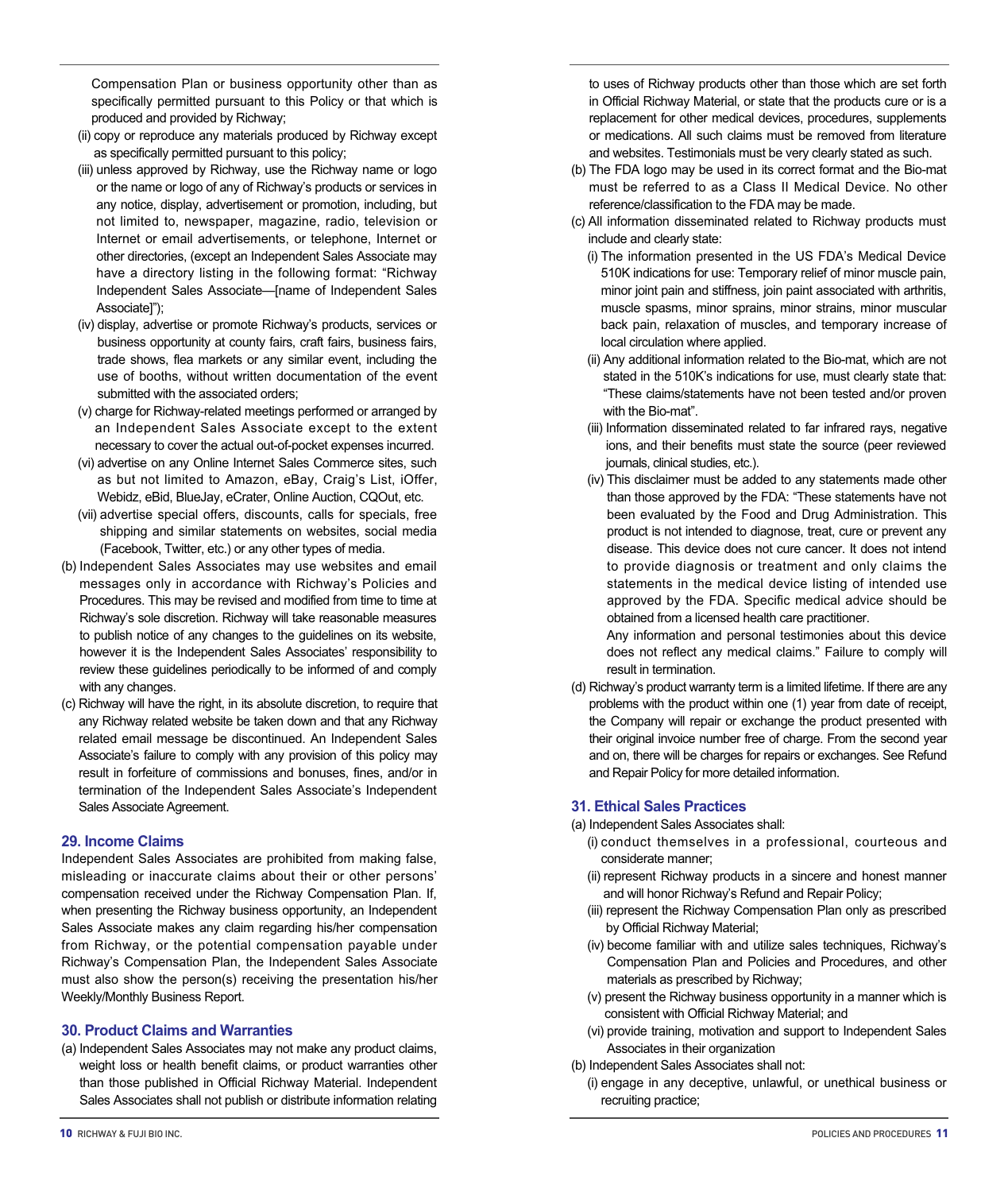Compensation Plan or business opportunity other than as specifically permitted pursuant to this Policy or that which is produced and provided by Richway;

(ii) copy or reproduce any materials produced by Richway except as specifically permitted pursuant to this policy;

(iii) unless approved by Richway, use the Richway name or logo or the name or logo of any of Richway's products or services in any notice, display, advertisement or promotion, including, but not limited to, newspaper, magazine, radio, television or Internet or email advertisements, or telephone, Internet or other directories, (except an Independent Sales Associate may have a directory listing in the following format: "Richway Independent Sales Associate—[name of Independent Sales Associate]");

(iv) display, advertise or promote Richway's products, services or business opportunity at county fairs, craft fairs, business fairs, trade shows, flea markets or any similar event, including the use of booths, without written documentation of the event submitted with the associated orders;

(v) charge for Richway-related meetings performed or arranged by an Independent Sales Associate except to the extent necessary to cover the actual out-of-pocket expenses incurred.

(vi) advertise on any Online Internet Sales Commerce sites, such as but not limited to Amazon, eBay, Craig's List, iOffer, Webidz, eBid, BlueJay, eCrater, Online Auction, CQOut, etc.

(vii) advertise special offers, discounts, calls for specials, free shipping and similar statements on websites, social media (Facebook, Twitter, etc.) or any other types of media.

(b) Independent Sales Associates may use websites and email messages only in accordance with Richway's Policies and Procedures. This may be revised and modified from time to time at Richway's sole discretion. Richway will take reasonable measures to publish notice of any changes to the guidelines on its website, however it is the Independent Sales Associates' responsibility to review these guidelines periodically to be informed of and comply with any changes.

(c) Richway will have the right, in its absolute discretion, to require that any Richway related website be taken down and that any Richway related email message be discontinued. An Independent Sales Associate's failure to comply with any provision of this policy may result in forfeiture of commissions and bonuses, fines, and/or in termination of the Independent Sales Associate's Independent Sales Associate Agreement.

## 29. Income Claims

Independent Sales Associates are prohibited from making false, misleading or inaccurate claims about their or other persons' compensation received under the Richway Compensation Plan. If, when presenting the Richway business opportunity, an Independent Sales Associate makes any claim regarding his/her compensation from Richway, or the potential compensation payable under Richway's Compensation Plan, the Independent Sales Associate must also show the person(s) receiving the presentation his/her Weekly/Monthly Business Report.

## 30. Product Claims and Warranties

(a) Independent Sales Associates may not make any product claims, weight loss or health benefit claims, or product warranties other than those published in Official Richway Material. Independent Sales Associates shall not publish or distribute information relating to uses of Richway products other than those which are set forth in Official Richway Material, or state that the products cure or is a replacement for other medical devices, procedures, supplements or medications. All such claims must be removed from literature and websites. Testimonials must be very clearly stated as such.

(b) The FDA logo may be used in its correct format and the Bio-mat must be referred to as a Class II Medical Device. No other reference/classification to the FDA may be made.

(c) All information disseminated related to Richway products must include and clearly state:

(i) The information presented in the US FDA's Medical Device 510K indications for use: Temporary relief of minor muscle pain, minor joint pain and stiffness, join paint associated with arthritis, muscle spasms, minor sprains, minor strains, minor muscular back pain, relaxation of muscles, and temporary increase of local circulation where applied.

(ii) Any additional information related to the Bio-mat, which are not stated in the 510K's indications for use, must clearly state that: "These claims/statements have not been tested and/or proven with the Bio-mat".

(iii) Information disseminated related to far infrared rays, negative ions, and their benefits must state the source (peer reviewed journals, clinical studies, etc.).

(iv) This disclaimer must be added to any statements made other than those approved by the FDA: "These statements have not been evaluated by the Food and Drug Administration. This product is not intended to diagnose, treat, cure or prevent any disease. This device does not cure cancer. It does not intend to provide diagnosis or treatment and only claims the statements in the medical device listing of intended use approved by the FDA. Specific medical advice should be obtained from a licensed health care practitioner.

Any information and personal testimonies about this device does not reflect any medical claims." Failure to comply will result in termination.

(d) Richway's product warranty term is a limited lifetime. If there are any problems with the product within one (1) year from date of receipt, the Company will repair or exchange the product presented with their original invoice number free of charge. From the second year and on, there will be charges for repairs or exchanges. See Refund and Repair Policy for more detailed information.

## 31. Ethical Sales Practices

(a) Independent Sales Associates shall:

(i) conduct themselves in a professional, courteous and considerate manner;

(ii) represent Richway products in a sincere and honest manner and will honor Richway's Refund and Repair Policy;

(iii) represent the Richway Compensation Plan only as prescribed by Official Richway Material;

(iv) become familiar with and utilize sales techniques, Richway's Compensation Plan and Policies and Procedures, and other materials as prescribed by Richway;

(v) present the Richway business opportunity in a manner which is consistent with Official Richway Material; and

(vi) provide training, motivation and support to Independent Sales Associates in their organization

(b) Independent Sales Associates shall not:

(i) engage in any deceptive, unlawful, or unethical business or recruiting practice;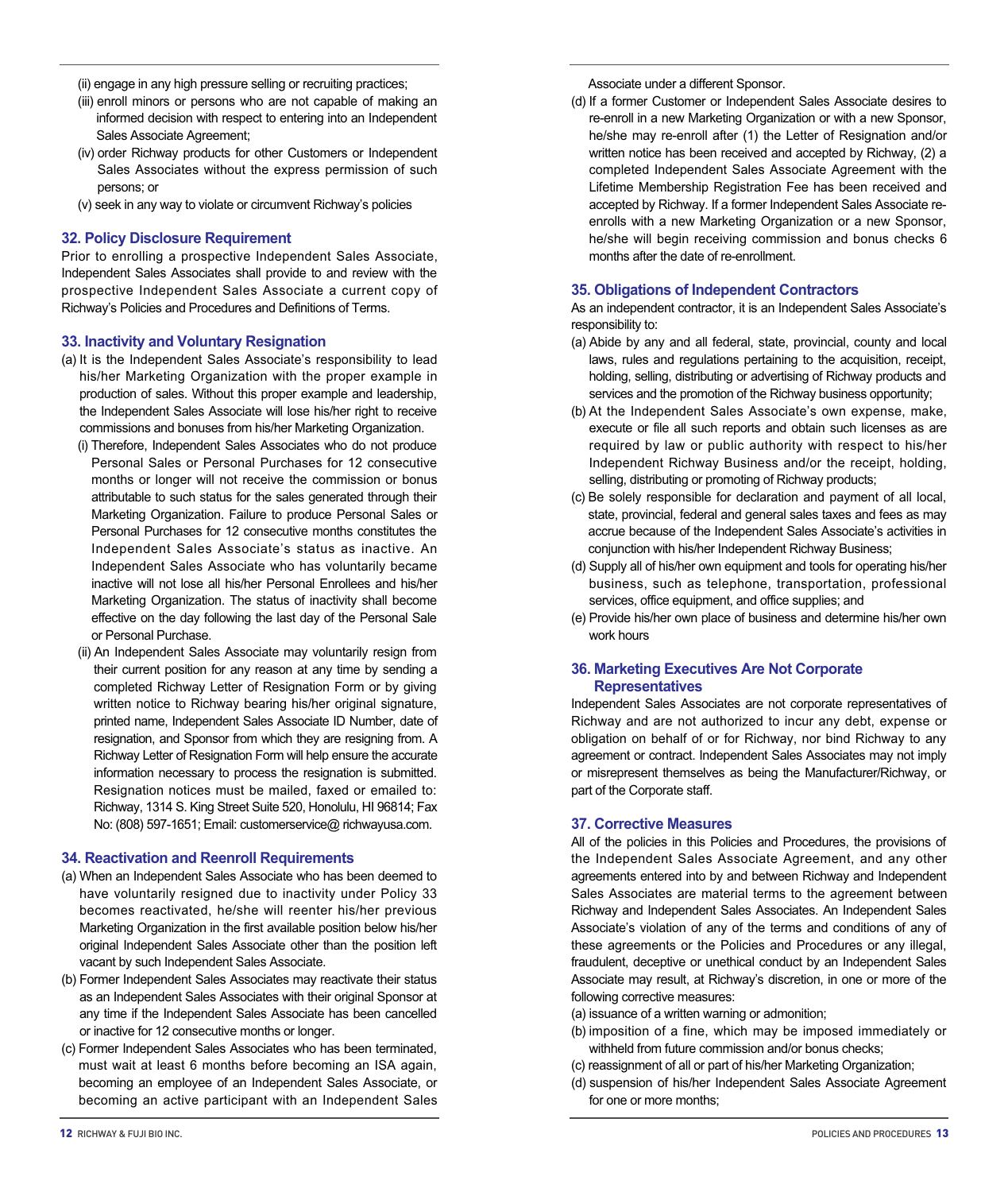(ii) engage in any high pressure selling or recruiting practices;

(iii) enroll minors or persons who are not capable of making an informed decision with respect to entering into an Independent Sales Associate Agreement;

(iv) order Richway products for other Customers or Independent Sales Associates without the express permission of such persons; or

(v) seek in any way to violate or circumvent Richway's policies

## 32. Policy Disclosure Requirement

Prior to enrolling a prospective Independent Sales Associate, Independent Sales Associates shall provide to and review with the prospective Independent Sales Associate a current copy of Richway's Policies and Procedures and Definitions of Terms.

## 33. Inactivity and Voluntary Resignation

(a) It is the Independent Sales Associate's responsibility to lead his/her Marketing Organization with the proper example in production of sales. Without this proper example and leadership, the Independent Sales Associate will lose his/her right to receive commissions and bonuses from his/her Marketing Organization.

(i) Therefore, Independent Sales Associates who do not produce Personal Sales or Personal Purchases for 12 consecutive months or longer will not receive the commission or bonus attributable to such status for the sales generated through their Marketing Organization. Failure to produce Personal Sales or Personal Purchases for 12 consecutive months constitutes the Independent Sales Associate's status as inactive. An Independent Sales Associate who has voluntarily became inactive will not lose all his/her Personal Enrollees and his/her Marketing Organization. The status of inactivity shall become effective on the day following the last day of the Personal Sale or Personal Purchase.

(ii) An Independent Sales Associate may voluntarily resign from their current position for any reason at any time by sending a completed Richway Letter of Resignation Form or by giving written notice to Richway bearing his/her original signature, printed name, Independent Sales Associate ID Number, date of resignation, and Sponsor from which they are resigning from. A Richway Letter of Resignation Form will help ensure the accurate information necessary to process the resignation is submitted. Resignation notices must be mailed, faxed or emailed to: Richway, 1314 S. King Street Suite 520, Honolulu, HI 96814; Fax No: (808) 597-1651; Email: customerservice@ richwayusa.com.

## 34. Reactivation and Reenroll Requirements

(a) When an Independent Sales Associate who has been deemed to have voluntarily resigned due to inactivity under Policy 33 becomes reactivated, he/she will reenter his/her previous Marketing Organization in the first available position below his/her original Independent Sales Associate other than the position left vacant by such Independent Sales Associate.

(b) Former Independent Sales Associates may reactivate their status as an Independent Sales Associates with their original Sponsor at any time if the Independent Sales Associate has been cancelled or inactive for 12 consecutive months or longer.

(c) Former Independent Sales Associates who has been terminated, must wait at least 6 months before becoming an ISA again, becoming an employee of an Independent Sales Associate, or becoming an active participant with an Independent Sales Associate under a different Sponsor.

(d) If a former Customer or Independent Sales Associate desires to re-enroll in a new Marketing Organization or with a new Sponsor, he/she may re-enroll after (1) the Letter of Resignation and/or written notice has been received and accepted by Richway, (2) a completed Independent Sales Associate Agreement with the Lifetime Membership Registration Fee has been received and accepted by Richway. If a former Independent Sales Associate re-enrolls with a new Marketing Organization or a new Sponsor, he/she will begin receiving commission and bonus checks 6 months after the date of re-enrollment.

## 35. Obligations of Independent Contractors

As an independent contractor, it is an Independent Sales Associate's responsibility to:

(a) Abide by any and all federal, state, provincial, county and local laws, rules and regulations pertaining to the acquisition, receipt, holding, selling, distributing or advertising of Richway products and services and the promotion of the Richway business opportunity;

(b) At the Independent Sales Associate's own expense, make, execute or file all such reports and obtain such licenses as are required by law or public authority with respect to his/her Independent Richway Business and/or the receipt, holding, selling, distributing or promoting of Richway products;

(c) Be solely responsible for declaration and payment of all local, state, provincial, federal and general sales taxes and fees as may accrue because of the Independent Sales Associate's activities in conjunction with his/her Independent Richway Business;

(d) Supply all of his/her own equipment and tools for operating his/her business, such as telephone, transportation, professional services, office equipment, and office supplies; and

(e) Provide his/her own place of business and determine his/her own work hours

## 36. Marketing Executives Are Not Corporate Representatives

Independent Sales Associates are not corporate representatives of Richway and are not authorized to incur any debt, expense or obligation on behalf of or for Richway, nor bind Richway to any agreement or contract. Independent Sales Associates may not imply or misrepresent themselves as being the Manufacturer/Richway, or part of the Corporate staff.

## 37. Corrective Measures

All of the policies in this Policies and Procedures, the provisions of the Independent Sales Associate Agreement, and any other agreements entered into by and between Richway and Independent Sales Associates are material terms to the agreement between Richway and Independent Sales Associates. An Independent Sales Associate's violation of any of the terms and conditions of any of these agreements or the Policies and Procedures or any illegal, fraudulent, deceptive or unethical conduct by an Independent Sales Associate may result, at Richway's discretion, in one or more of the following corrective measures:

(a) issuance of a written warning or admonition;

(b) imposition of a fine, which may be imposed immediately or withheld from future commission and/or bonus checks;

(c) reassignment of all or part of his/her Marketing Organization;

(d) suspension of his/her Independent Sales Associate Agreement for one or more months;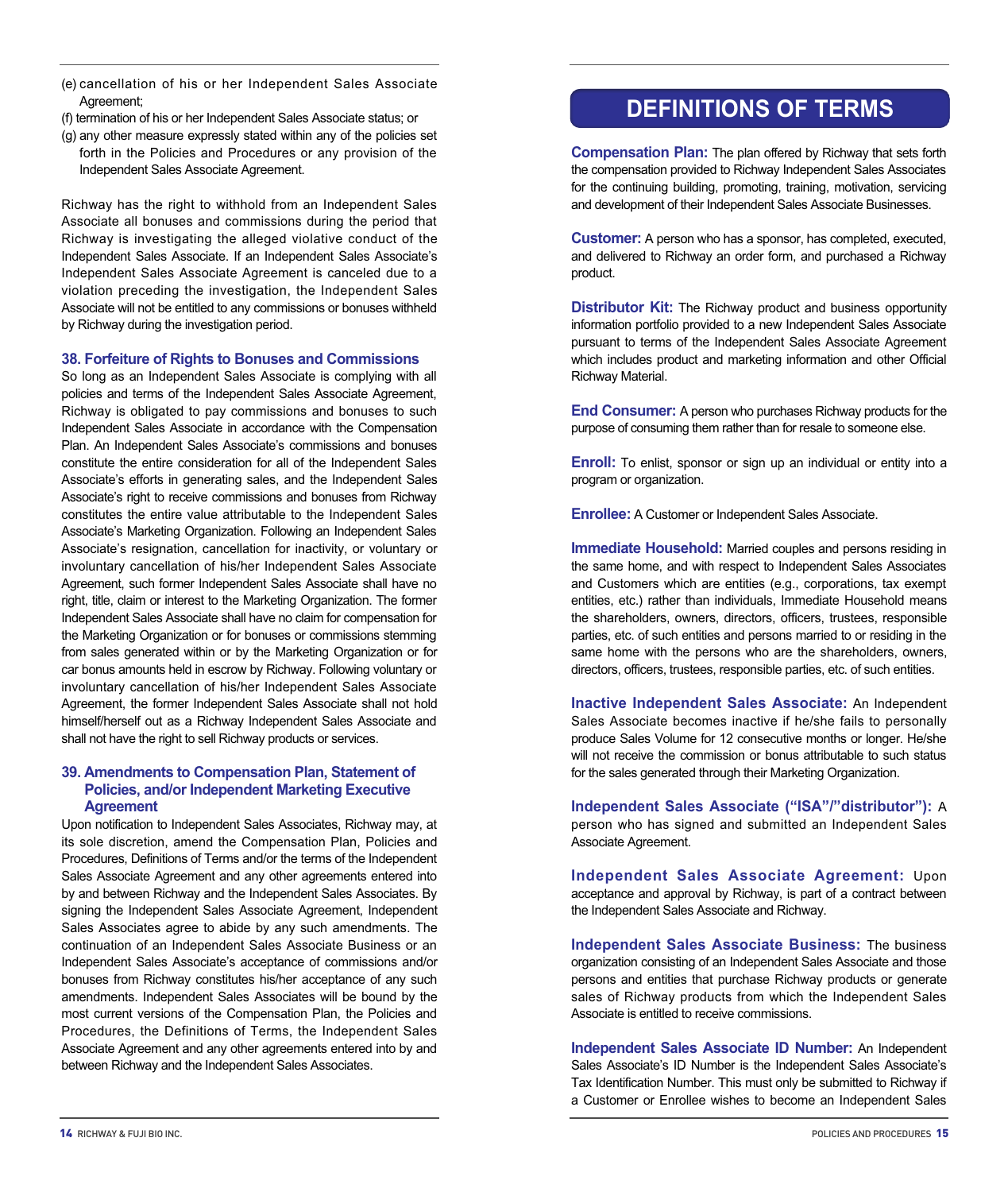(e) cancellation of his or her Independent Sales Associate Agreement;

(f) termination of his or her Independent Sales Associate status; or

(g) any other measure expressly stated within any of the policies set forth in the Policies and Procedures or any provision of the Independent Sales Associate Agreement.

Richway has the right to withhold from an Independent Sales Associate all bonuses and commissions during the period that Richway is investigating the alleged violative conduct of the Independent Sales Associate. If an Independent Sales Associate's Independent Sales Associate Agreement is canceled due to a violation preceding the investigation, the Independent Sales Associate will not be entitled to any commissions or bonuses withheld by Richway during the investigation period.

### 38. Forfeiture of Rights to Bonuses and Commissions

So long as an Independent Sales Associate is complying with all policies and terms of the Independent Sales Associate Agreement, Richway is obligated to pay commissions and bonuses to such Independent Sales Associate in accordance with the Compensation Plan. An Independent Sales Associate's commissions and bonuses constitute the entire consideration for all of the Independent Sales Associate's efforts in generating sales, and the Independent Sales Associate's right to receive commissions and bonuses from Richway constitutes the entire value attributable to the Independent Sales Associate's Marketing Organization. Following an Independent Sales Associate's resignation, cancellation for inactivity, or voluntary or involuntary cancellation of his/her Independent Sales Associate Agreement, such former Independent Sales Associate shall have no right, title, claim or interest to the Marketing Organization. The former Independent Sales Associate shall have no claim for compensation for the Marketing Organization or for bonuses or commissions stemming from sales generated within or by the Marketing Organization or for car bonus amounts held in escrow by Richway. Following voluntary or involuntary cancellation of his/her Independent Sales Associate Agreement, the former Independent Sales Associate shall not hold himself/herself out as a Richway Independent Sales Associate and shall not have the right to sell Richway products or services.

### 39. Amendments to Compensation Plan, Statement of Policies, and/or Independent Marketing Executive Agreement

Upon notification to Independent Sales Associates, Richway may, at its sole discretion, amend the Compensation Plan, Policies and Procedures, Definitions of Terms and/or the terms of the Independent Sales Associate Agreement and any other agreements entered into by and between Richway and the Independent Sales Associates. By signing the Independent Sales Associate Agreement, Independent Sales Associates agree to abide by any such amendments. The continuation of an Independent Sales Associate Business or an Independent Sales Associate's acceptance of commissions and/or bonuses from Richway constitutes his/her acceptance of any such amendments. Independent Sales Associates will be bound by the most current versions of the Compensation Plan, the Policies and Procedures, the Definitions of Terms, the Independent Sales Associate Agreement and any other agreements entered into by and between Richway and the Independent Sales Associates.

## DEFINITIONS OF TERMS

**Compensation Plan:** The plan offered by Richway that sets forth the compensation provided to Richway Independent Sales Associates for the continuing building, promoting, training, motivation, servicing and development of their Independent Sales Associate Businesses.

**Customer:** A person who has a sponsor, has completed, executed, and delivered to Richway an order form, and purchased a Richway product.

**Distributor Kit:** The Richway product and business opportunity information portfolio provided to a new Independent Sales Associate pursuant to terms of the Independent Sales Associate Agreement which includes product and marketing information and other Official Richway Material.

**End Consumer:** A person who purchases Richway products for the purpose of consuming them rather than for resale to someone else.

**Enroll:** To enlist, sponsor or sign up an individual or entity into a program or organization.

**Enrollee:** A Customer or Independent Sales Associate.

**Immediate Household:** Married couples and persons residing in the same home, and with respect to Independent Sales Associates and Customers which are entities (e.g., corporations, tax exempt entities, etc.) rather than individuals, Immediate Household means the shareholders, owners, directors, officers, trustees, responsible parties, etc. of such entities and persons married to or residing in the same home with the persons who are the shareholders, owners, directors, officers, trustees, responsible parties, etc. of such entities.

**Inactive Independent Sales Associate:** An Independent Sales Associate becomes inactive if he/she fails to personally produce Sales Volume for 12 consecutive months or longer. He/she will not receive the commission or bonus attributable to such status for the sales generated through their Marketing Organization.

**Independent Sales Associate ("ISA"/"distributor"):** A person who has signed and submitted an Independent Sales Associate Agreement.

**Independent Sales Associate Agreement:** Upon acceptance and approval by Richway, is part of a contract between the Independent Sales Associate and Richway.

**Independent Sales Associate Business:** The business organization consisting of an Independent Sales Associate and those persons and entities that purchase Richway products or generate sales of Richway products from which the Independent Sales Associate is entitled to receive commissions.

**Independent Sales Associate ID Number:** An Independent Sales Associate's ID Number is the Independent Sales Associate's Tax Identification Number. This must only be submitted to Richway if a Customer or Enrollee wishes to become an Independent Sales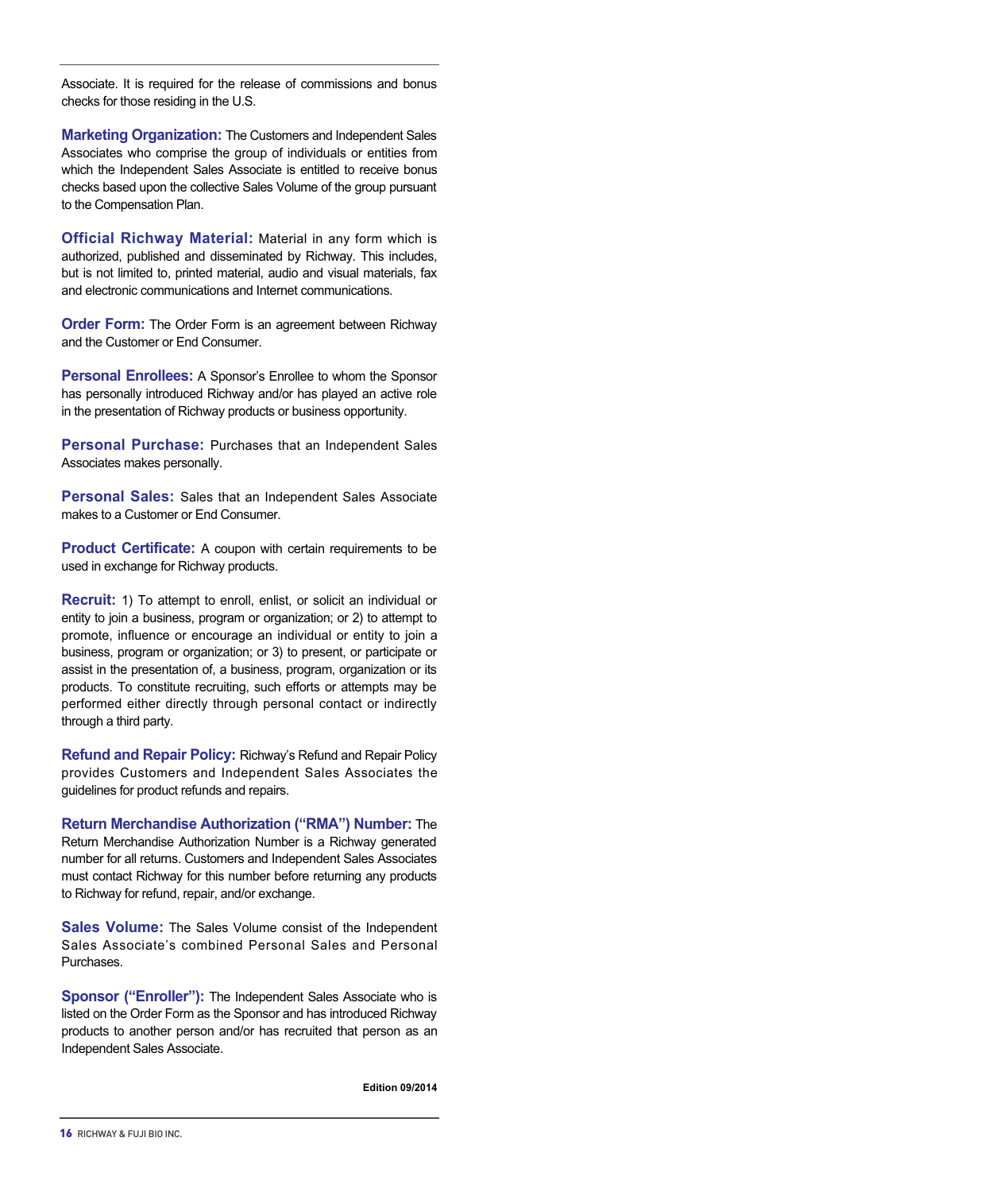Associate. It is required for the release of commissions and bonus checks for those residing in the U.S.

**Marketing Organization:** The Customers and Independent Sales Associates who comprise the group of individuals or entities from which the Independent Sales Associate is entitled to receive bonus checks based upon the collective Sales Volume of the group pursuant to the Compensation Plan.

**Official Richway Material:** Material in any form which is authorized, published and disseminated by Richway. This includes, but is not limited to, printed material, audio and visual materials, fax and electronic communications and Internet communications.

**Order Form:** The Order Form is an agreement between Richway and the Customer or End Consumer.

**Personal Enrollees:** A Sponsor's Enrollee to whom the Sponsor has personally introduced Richway and/or has played an active role in the presentation of Richway products or business opportunity.

**Personal Purchase:** Purchases that an Independent Sales Associates makes personally.

**Personal Sales:** Sales that an Independent Sales Associate makes to a Customer or End Consumer.

**Product Certificate:** A coupon with certain requirements to be used in exchange for Richway products.

**Recruit:** 1) To attempt to enroll, enlist, or solicit an individual or entity to join a business, program or organization; or 2) to attempt to promote, influence or encourage an individual or entity to join a business, program or organization; or 3) to present, or participate or assist in the presentation of, a business, program, organization or its products. To constitute recruiting, such efforts or attempts may be performed either directly through personal contact or indirectly through a third party.

**Refund and Repair Policy:** Richway's Refund and Repair Policy provides Customers and Independent Sales Associates the guidelines for product refunds and repairs.

**Return Merchandise Authorization ("RMA") Number:** The Return Merchandise Authorization Number is a Richway generated number for all returns. Customers and Independent Sales Associates must contact Richway for this number before returning any products to Richway for refund, repair, and/or exchange.

**Sales Volume:** The Sales Volume consist of the Independent Sales Associate's combined Personal Sales and Personal Purchases.

**Sponsor ("Enroller"):** The Independent Sales Associate who is listed on the Order Form as the Sponsor and has introduced Richway products to another person and/or has recruited that person as an Independent Sales Associate.

**Edition 09/2014**